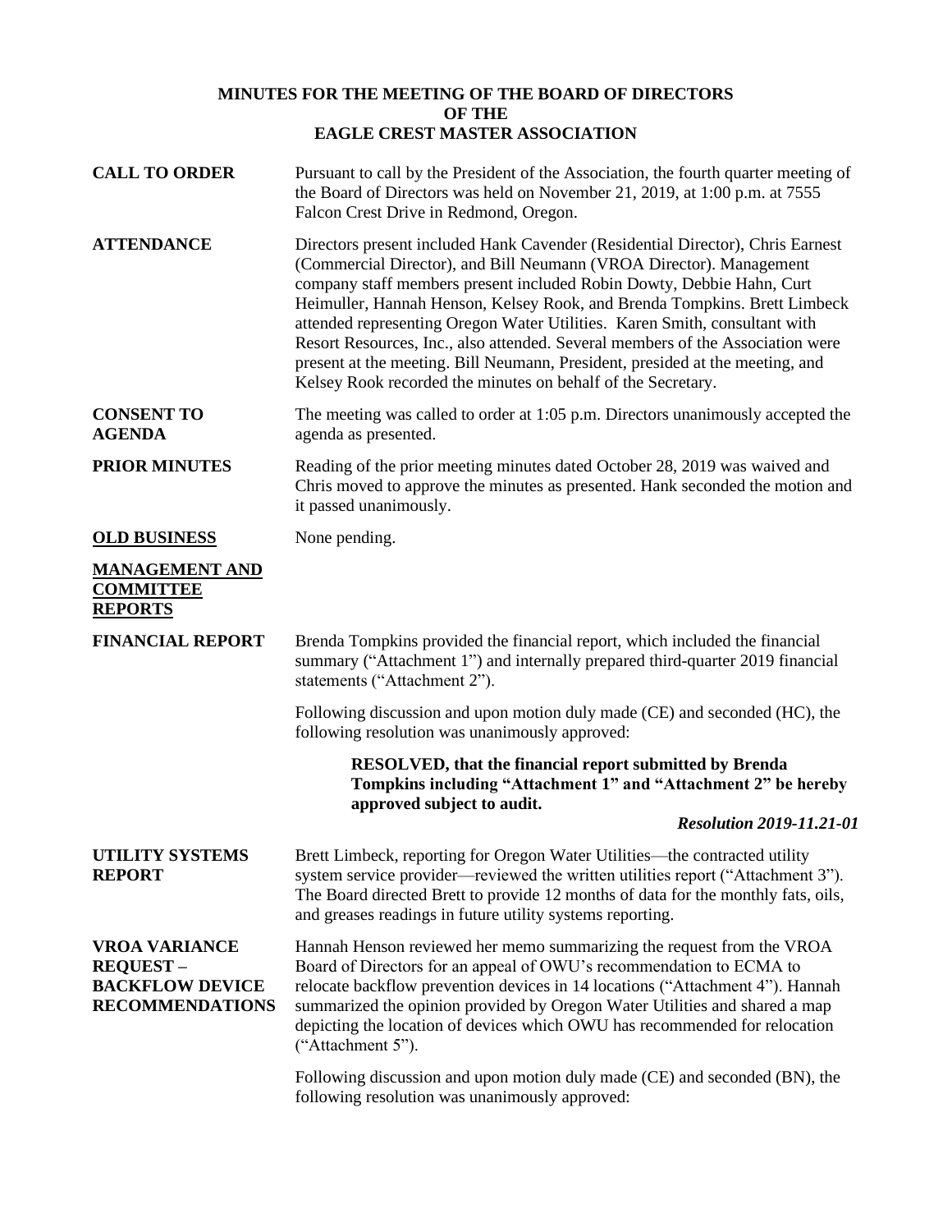**MINUTES FOR THE MEETING OF THE BOARD OF DIRECTORS**
**OF THE**
**EAGLE CREST MASTER ASSOCIATION**

**CALL TO ORDER**

Pursuant to call by the President of the Association, the fourth quarter meeting of the Board of Directors was held on November 21, 2019, at 1:00 p.m. at 7555 Falcon Crest Drive in Redmond, Oregon.

**ATTENDANCE**

Directors present included Hank Cavender (Residential Director), Chris Earnest (Commercial Director), and Bill Neumann (VROA Director). Management company staff members present included Robin Dowty, Debbie Hahn, Curt Heimuller, Hannah Henson, Kelsey Rook, and Brenda Tompkins. Brett Limbeck attended representing Oregon Water Utilities. Karen Smith, consultant with Resort Resources, Inc., also attended. Several members of the Association were present at the meeting. Bill Neumann, President, presided at the meeting, and Kelsey Rook recorded the minutes on behalf of the Secretary.

**CONSENT TO AGENDA**

The meeting was called to order at 1:05 p.m. Directors unanimously accepted the agenda as presented.

**PRIOR MINUTES**

Reading of the prior meeting minutes dated October 28, 2019 was waived and Chris moved to approve the minutes as presented. Hank seconded the motion and it passed unanimously.

**OLD BUSINESS**

None pending.

**MANAGEMENT AND COMMITTEE REPORTS**

**FINANCIAL REPORT**

Brenda Tompkins provided the financial report, which included the financial summary ("Attachment 1") and internally prepared third-quarter 2019 financial statements ("Attachment 2").

Following discussion and upon motion duly made (CE) and seconded (HC), the following resolution was unanimously approved:

> **RESOLVED, that the financial report submitted by Brenda Tompkins including "Attachment 1" and "Attachment 2" be hereby approved subject to audit.**
>
> ***Resolution 2019-11.21-01***

**UTILITY SYSTEMS REPORT**

Brett Limbeck, reporting for Oregon Water Utilities—the contracted utility system service provider—reviewed the written utilities report ("Attachment 3"). The Board directed Brett to provide 12 months of data for the monthly fats, oils, and greases readings in future utility systems reporting.

**VROA VARIANCE REQUEST – BACKFLOW DEVICE RECOMMENDATIONS**

Hannah Henson reviewed her memo summarizing the request from the VROA Board of Directors for an appeal of OWU's recommendation to ECMA to relocate backflow prevention devices in 14 locations ("Attachment 4"). Hannah summarized the opinion provided by Oregon Water Utilities and shared a map depicting the location of devices which OWU has recommended for relocation ("Attachment 5").

Following discussion and upon motion duly made (CE) and seconded (BN), the following resolution was unanimously approved: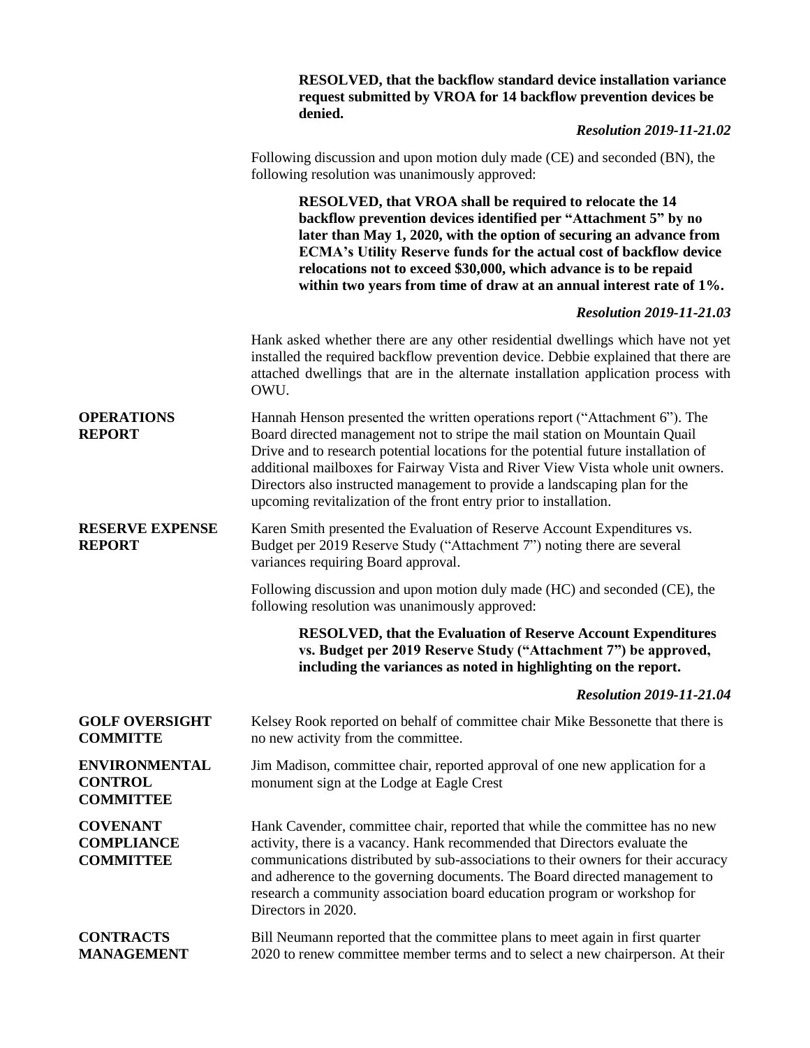**RESOLVED, that the backflow standard device installation variance request submitted by VROA for 14 backflow prevention devices be denied.**

***Resolution 2019-11-21.02***

Following discussion and upon motion duly made (CE) and seconded (BN), the following resolution was unanimously approved:

**RESOLVED, that VROA shall be required to relocate the 14 backflow prevention devices identified per "Attachment 5" by no later than May 1, 2020, with the option of securing an advance from ECMA's Utility Reserve funds for the actual cost of backflow device relocations not to exceed $30,000, which advance is to be repaid within two years from time of draw at an annual interest rate of 1%.**

***Resolution 2019-11-21.03***

Hank asked whether there are any other residential dwellings which have not yet installed the required backflow prevention device. Debbie explained that there are attached dwellings that are in the alternate installation application process with OWU.

**OPERATIONS REPORT**

Hannah Henson presented the written operations report ("Attachment 6"). The Board directed management not to stripe the mail station on Mountain Quail Drive and to research potential locations for the potential future installation of additional mailboxes for Fairway Vista and River View Vista whole unit owners. Directors also instructed management to provide a landscaping plan for the upcoming revitalization of the front entry prior to installation.

**RESERVE EXPENSE REPORT**

Karen Smith presented the Evaluation of Reserve Account Expenditures vs. Budget per 2019 Reserve Study ("Attachment 7") noting there are several variances requiring Board approval.

Following discussion and upon motion duly made (HC) and seconded (CE), the following resolution was unanimously approved:

**RESOLVED, that the Evaluation of Reserve Account Expenditures vs. Budget per 2019 Reserve Study ("Attachment 7") be approved, including the variances as noted in highlighting on the report.**

***Resolution 2019-11-21.04***

**GOLF OVERSIGHT COMMITTE**

Kelsey Rook reported on behalf of committee chair Mike Bessonette that there is no new activity from the committee.

**ENVIRONMENTAL CONTROL COMMITTEE**

Jim Madison, committee chair, reported approval of one new application for a monument sign at the Lodge at Eagle Crest

**COVENANT COMPLIANCE COMMITTEE**

Hank Cavender, committee chair, reported that while the committee has no new activity, there is a vacancy. Hank recommended that Directors evaluate the communications distributed by sub-associations to their owners for their accuracy and adherence to the governing documents. The Board directed management to research a community association board education program or workshop for Directors in 2020.

**CONTRACTS MANAGEMENT**

Bill Neumann reported that the committee plans to meet again in first quarter 2020 to renew committee member terms and to select a new chairperson. At their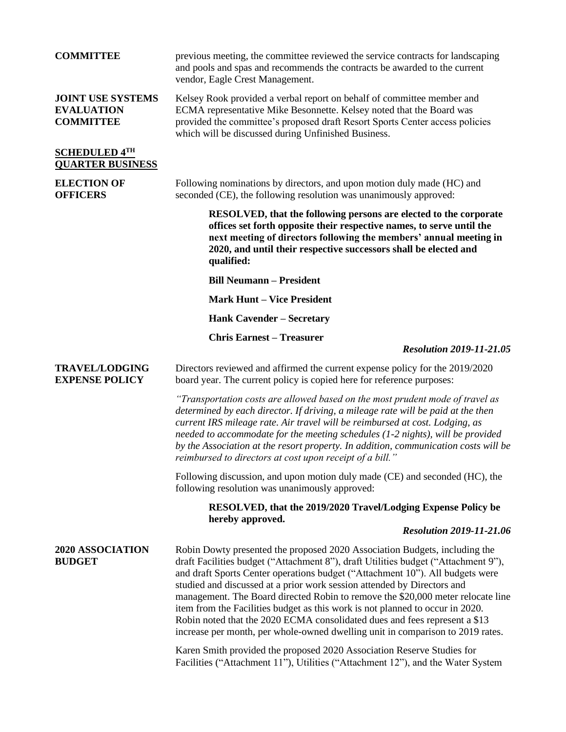**COMMITTEE**

previous meeting, the committee reviewed the service contracts for landscaping and pools and spas and recommends the contracts be awarded to the current vendor, Eagle Crest Management.

**JOINT USE SYSTEMS EVALUATION COMMITTEE**

Kelsey Rook provided a verbal report on behalf of committee member and ECMA representative Mike Besonnette. Kelsey noted that the Board was provided the committee's proposed draft Resort Sports Center access policies which will be discussed during Unfinished Business.

## SCHEDULED 4TH QUARTER BUSINESS

**ELECTION OF OFFICERS**

Following nominations by directors, and upon motion duly made (HC) and seconded (CE), the following resolution was unanimously approved:

> **RESOLVED, that the following persons are elected to the corporate offices set forth opposite their respective names, to serve until the next meeting of directors following the members' annual meeting in 2020, and until their respective successors shall be elected and qualified:**
>
> **Bill Neumann – President**
>
> **Mark Hunt – Vice President**
>
> **Hank Cavender – Secretary**
>
> **Chris Earnest – Treasurer**
>
> ***Resolution 2019-11-21.05***

**TRAVEL/LODGING EXPENSE POLICY**

Directors reviewed and affirmed the current expense policy for the 2019/2020 board year. The current policy is copied here for reference purposes:

*"Transportation costs are allowed based on the most prudent mode of travel as determined by each director. If driving, a mileage rate will be paid at the then current IRS mileage rate. Air travel will be reimbursed at cost. Lodging, as needed to accommodate for the meeting schedules (1-2 nights), will be provided by the Association at the resort property. In addition, communication costs will be reimbursed to directors at cost upon receipt of a bill."*

Following discussion, and upon motion duly made (CE) and seconded (HC), the following resolution was unanimously approved:

> **RESOLVED, that the 2019/2020 Travel/Lodging Expense Policy be hereby approved.**
>
> ***Resolution 2019-11-21.06***

**2020 ASSOCIATION BUDGET**

Robin Dowty presented the proposed 2020 Association Budgets, including the draft Facilities budget ("Attachment 8"), draft Utilities budget ("Attachment 9"), and draft Sports Center operations budget ("Attachment 10"). All budgets were studied and discussed at a prior work session attended by Directors and management. The Board directed Robin to remove the $20,000 meter relocate line item from the Facilities budget as this work is not planned to occur in 2020. Robin noted that the 2020 ECMA consolidated dues and fees represent a $13 increase per month, per whole-owned dwelling unit in comparison to 2019 rates.

Karen Smith provided the proposed 2020 Association Reserve Studies for Facilities ("Attachment 11"), Utilities ("Attachment 12"), and the Water System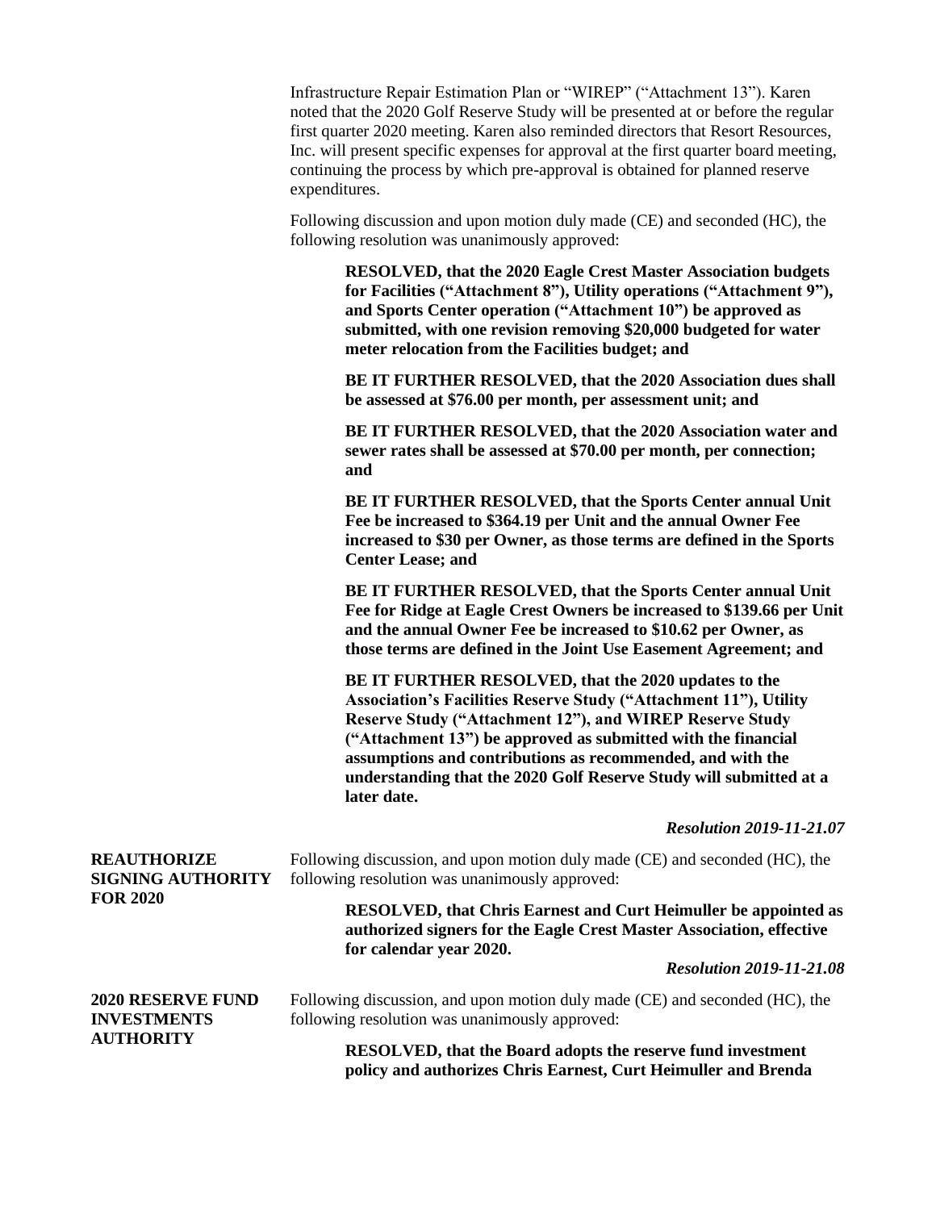Infrastructure Repair Estimation Plan or "WIREP" ("Attachment 13"). Karen noted that the 2020 Golf Reserve Study will be presented at or before the regular first quarter 2020 meeting. Karen also reminded directors that Resort Resources, Inc. will present specific expenses for approval at the first quarter board meeting, continuing the process by which pre-approval is obtained for planned reserve expenditures.

Following discussion and upon motion duly made (CE) and seconded (HC), the following resolution was unanimously approved:

> **RESOLVED, that the 2020 Eagle Crest Master Association budgets for Facilities ("Attachment 8"), Utility operations ("Attachment 9"), and Sports Center operation ("Attachment 10") be approved as submitted, with one revision removing $20,000 budgeted for water meter relocation from the Facilities budget; and**
>
> **BE IT FURTHER RESOLVED, that the 2020 Association dues shall be assessed at $76.00 per month, per assessment unit; and**
>
> **BE IT FURTHER RESOLVED, that the 2020 Association water and sewer rates shall be assessed at $70.00 per month, per connection; and**
>
> **BE IT FURTHER RESOLVED, that the Sports Center annual Unit Fee be increased to $364.19 per Unit and the annual Owner Fee increased to $30 per Owner, as those terms are defined in the Sports Center Lease; and**
>
> **BE IT FURTHER RESOLVED, that the Sports Center annual Unit Fee for Ridge at Eagle Crest Owners be increased to $139.66 per Unit and the annual Owner Fee be increased to $10.62 per Owner, as those terms are defined in the Joint Use Easement Agreement; and**
>
> **BE IT FURTHER RESOLVED, that the 2020 updates to the Association's Facilities Reserve Study ("Attachment 11"), Utility Reserve Study ("Attachment 12"), and WIREP Reserve Study ("Attachment 13") be approved as submitted with the financial assumptions and contributions as recommended, and with the understanding that the 2020 Golf Reserve Study will submitted at a later date.**

***Resolution 2019-11-21.07***

**REAUTHORIZE SIGNING AUTHORITY FOR 2020**

Following discussion, and upon motion duly made (CE) and seconded (HC), the following resolution was unanimously approved:

> **RESOLVED, that Chris Earnest and Curt Heimuller be appointed as authorized signers for the Eagle Crest Master Association, effective for calendar year 2020.**

***Resolution 2019-11-21.08***

**2020 RESERVE FUND INVESTMENTS AUTHORITY**

Following discussion, and upon motion duly made (CE) and seconded (HC), the following resolution was unanimously approved:

> **RESOLVED, that the Board adopts the reserve fund investment policy and authorizes Chris Earnest, Curt Heimuller and Brenda**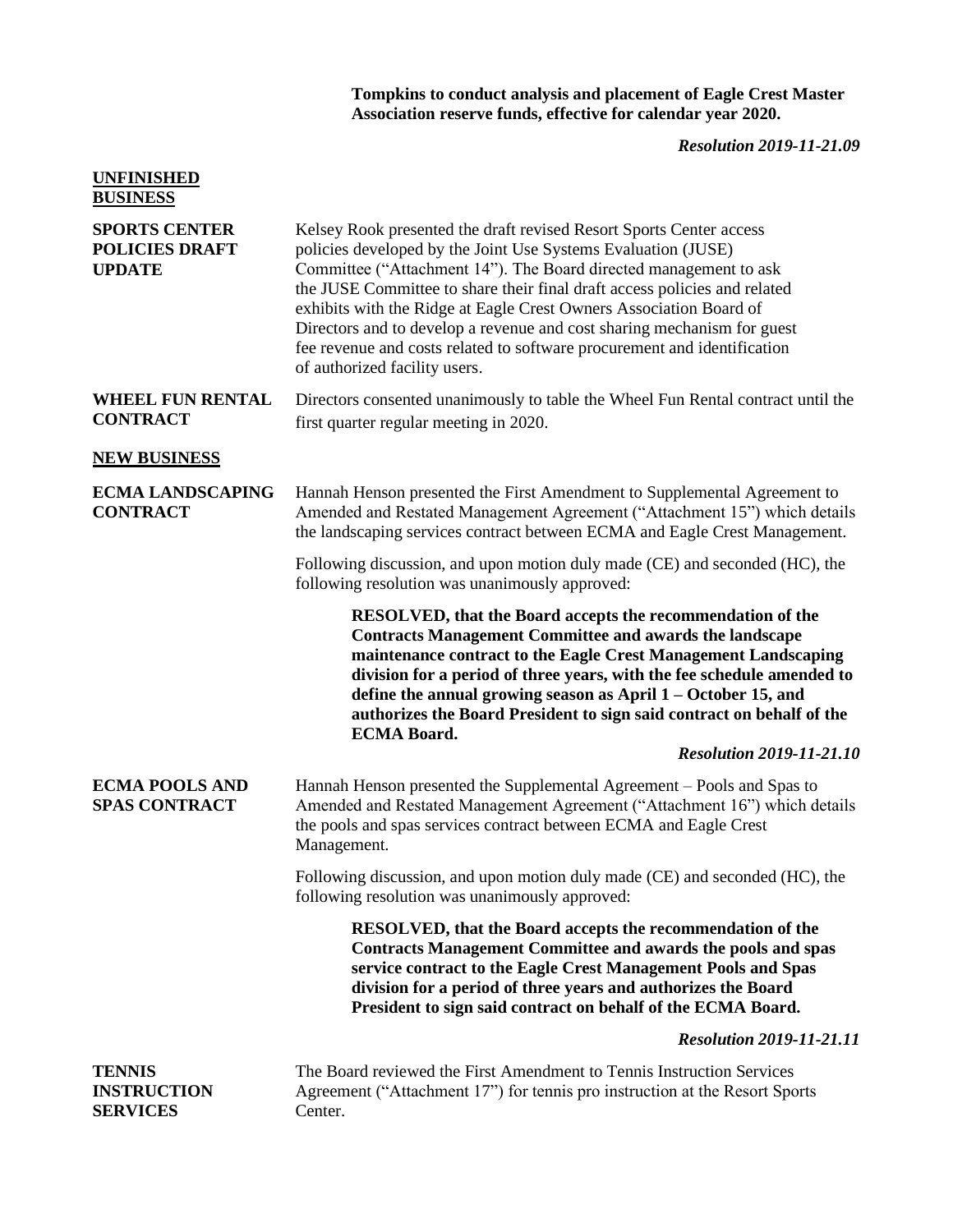**Tompkins to conduct analysis and placement of Eagle Crest Master Association reserve funds, effective for calendar year 2020.**

***Resolution 2019-11-21.09***

## UNFINISHED BUSINESS

**SPORTS CENTER POLICIES DRAFT UPDATE**

Kelsey Rook presented the draft revised Resort Sports Center access policies developed by the Joint Use Systems Evaluation (JUSE) Committee ("Attachment 14"). The Board directed management to ask the JUSE Committee to share their final draft access policies and related exhibits with the Ridge at Eagle Crest Owners Association Board of Directors and to develop a revenue and cost sharing mechanism for guest fee revenue and costs related to software procurement and identification of authorized facility users.

**WHEEL FUN RENTAL CONTRACT**

Directors consented unanimously to table the Wheel Fun Rental contract until the first quarter regular meeting in 2020.

## NEW BUSINESS

**ECMA LANDSCAPING CONTRACT**

Hannah Henson presented the First Amendment to Supplemental Agreement to Amended and Restated Management Agreement ("Attachment 15") which details the landscaping services contract between ECMA and Eagle Crest Management.

Following discussion, and upon motion duly made (CE) and seconded (HC), the following resolution was unanimously approved:

> **RESOLVED, that the Board accepts the recommendation of the Contracts Management Committee and awards the landscape maintenance contract to the Eagle Crest Management Landscaping division for a period of three years, with the fee schedule amended to define the annual growing season as April 1 – October 15, and authorizes the Board President to sign said contract on behalf of the ECMA Board.**

***Resolution 2019-11-21.10***

**ECMA POOLS AND SPAS CONTRACT**

Hannah Henson presented the Supplemental Agreement – Pools and Spas to Amended and Restated Management Agreement ("Attachment 16") which details the pools and spas services contract between ECMA and Eagle Crest Management.

Following discussion, and upon motion duly made (CE) and seconded (HC), the following resolution was unanimously approved:

> **RESOLVED, that the Board accepts the recommendation of the Contracts Management Committee and awards the pools and spas service contract to the Eagle Crest Management Pools and Spas division for a period of three years and authorizes the Board President to sign said contract on behalf of the ECMA Board.**

***Resolution 2019-11-21.11***

**TENNIS INSTRUCTION SERVICES**

The Board reviewed the First Amendment to Tennis Instruction Services Agreement ("Attachment 17") for tennis pro instruction at the Resort Sports Center.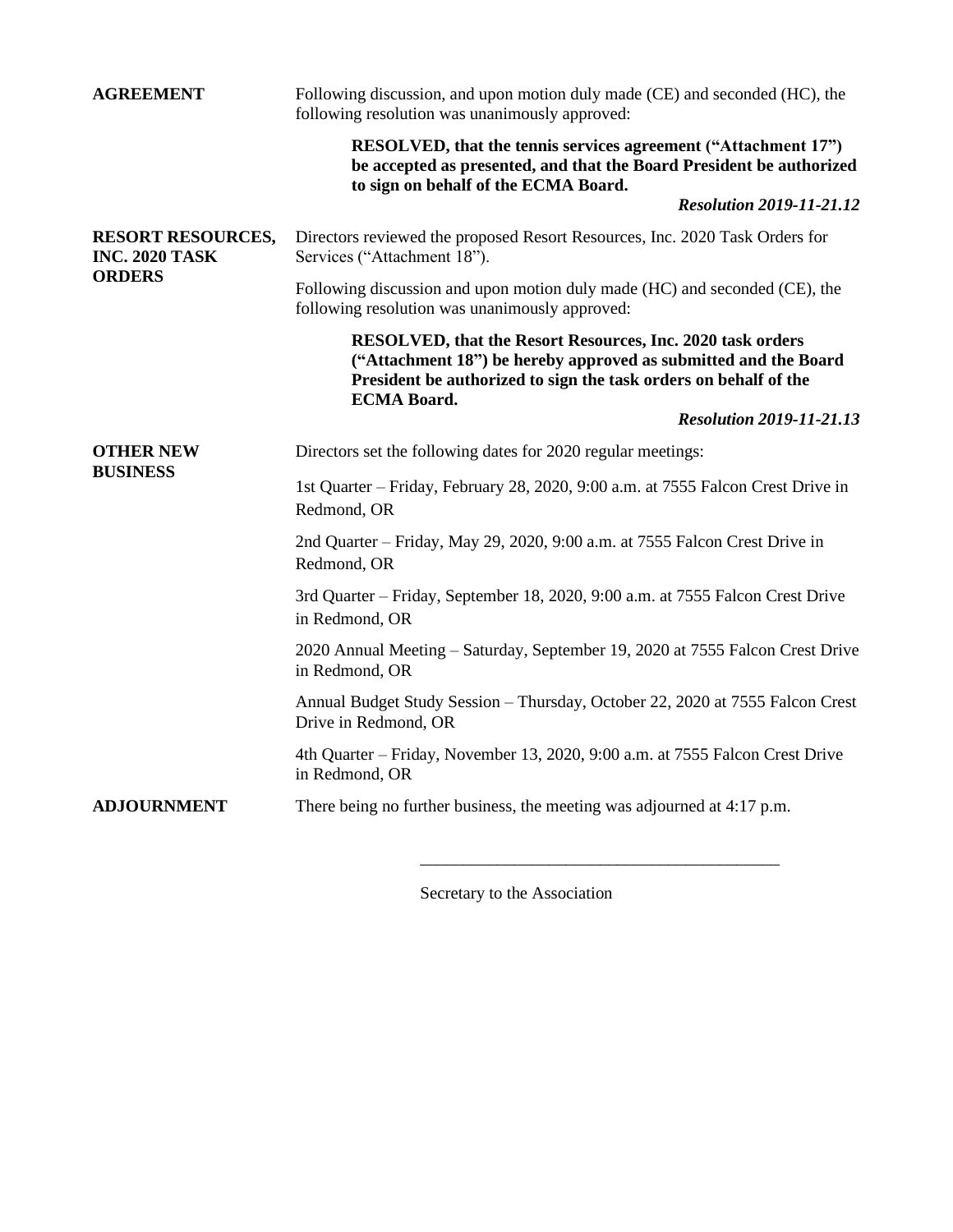**AGREEMENT**

Following discussion, and upon motion duly made (CE) and seconded (HC), the following resolution was unanimously approved:

> **RESOLVED, that the tennis services agreement ("Attachment 17") be accepted as presented, and that the Board President be authorized to sign on behalf of the ECMA Board.**
>
> ***Resolution 2019-11-21.12***

**RESORT RESOURCES, INC. 2020 TASK ORDERS**

Directors reviewed the proposed Resort Resources, Inc. 2020 Task Orders for Services ("Attachment 18").

Following discussion and upon motion duly made (HC) and seconded (CE), the following resolution was unanimously approved:

> **RESOLVED, that the Resort Resources, Inc. 2020 task orders ("Attachment 18") be hereby approved as submitted and the Board President be authorized to sign the task orders on behalf of the ECMA Board.**
>
> ***Resolution 2019-11-21.13***

**OTHER NEW BUSINESS**

Directors set the following dates for 2020 regular meetings:

1st Quarter – Friday, February 28, 2020, 9:00 a.m. at 7555 Falcon Crest Drive in Redmond, OR

2nd Quarter – Friday, May 29, 2020, 9:00 a.m. at 7555 Falcon Crest Drive in Redmond, OR

3rd Quarter – Friday, September 18, 2020, 9:00 a.m. at 7555 Falcon Crest Drive in Redmond, OR

2020 Annual Meeting – Saturday, September 19, 2020 at 7555 Falcon Crest Drive in Redmond, OR

Annual Budget Study Session – Thursday, October 22, 2020 at 7555 Falcon Crest Drive in Redmond, OR

4th Quarter – Friday, November 13, 2020, 9:00 a.m. at 7555 Falcon Crest Drive in Redmond, OR

**ADJOURNMENT**

There being no further business, the meeting was adjourned at 4:17 p.m.

\_\_\_\_\_\_\_\_\_\_\_\_\_\_\_\_\_\_\_\_\_\_\_\_\_\_\_\_\_\_\_\_\_\_\_\_\_\_\_\_\_\_

Secretary to the Association